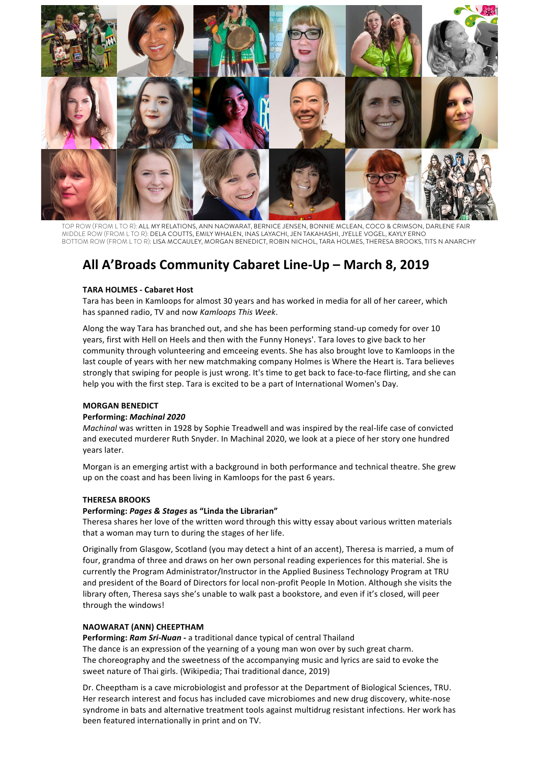TOP ROW (FROM L TO R): ALL MY RELATIONS, ANN NAOWARAT, BERNICE JENSEN, BONNIE MCLEAN, COCO & CRIMSON, DARLENE FAIR
MIDDLE ROW (FROM L TO R): DELA COUTTS, EMILY WHALEN, INAS LAYACHI, JEN TAKAHASHI, JYELLE VOGEL, KAYLY ERNO
BOTTOM ROW (FROM L TO R): LISA MCCAULEY, MORGAN BENEDICT, ROBIN NICHOL, TARA HOLMES, THERESA BROOKS, TITS N ANARCHY

# All A'Broads Community Cabaret Line-Up – March 8, 2019

**TARA HOLMES - Cabaret Host**

Tara has been in Kamloops for almost 30 years and has worked in media for all of her career, which has spanned radio, TV and now *Kamloops This Week*.

Along the way Tara has branched out, and she has been performing stand-up comedy for over 10 years, first with Hell on Heels and then with the Funny Honeys'. Tara loves to give back to her community through volunteering and emceeing events. She has also brought love to Kamloops in the last couple of years with her new matchmaking company Holmes is Where the Heart is. Tara believes strongly that swiping for people is just wrong. It's time to get back to face-to-face flirting, and she can help you with the first step. Tara is excited to be a part of International Women's Day.

**MORGAN BENEDICT**

**Performing: *Machinal 2020***

*Machinal* was written in 1928 by Sophie Treadwell and was inspired by the real-life case of convicted and executed murderer Ruth Snyder. In Machinal 2020, we look at a piece of her story one hundred years later.

Morgan is an emerging artist with a background in both performance and technical theatre. She grew up on the coast and has been living in Kamloops for the past 6 years.

**THERESA BROOKS**

**Performing: *Pages & Stages* as "Linda the Librarian"**

Theresa shares her love of the written word through this witty essay about various written materials that a woman may turn to during the stages of her life.

Originally from Glasgow, Scotland (you may detect a hint of an accent), Theresa is married, a mum of four, grandma of three and draws on her own personal reading experiences for this material. She is currently the Program Administrator/Instructor in the Applied Business Technology Program at TRU and president of the Board of Directors for local non-profit People In Motion. Although she visits the library often, Theresa says she's unable to walk past a bookstore, and even if it's closed, will peer through the windows!

**NAOWARAT (ANN) CHEEPTHAM**

**Performing: *Ram Sri-Nuan*** - a traditional dance typical of central Thailand

The dance is an expression of the yearning of a young man won over by such great charm. The choreography and the sweetness of the accompanying music and lyrics are said to evoke the sweet nature of Thai girls. (Wikipedia; Thai traditional dance, 2019)

Dr. Cheeptham is a cave microbiologist and professor at the Department of Biological Sciences, TRU. Her research interest and focus has included cave microbiomes and new drug discovery, white-nose syndrome in bats and alternative treatment tools against multidrug resistant infections. Her work has been featured internationally in print and on TV.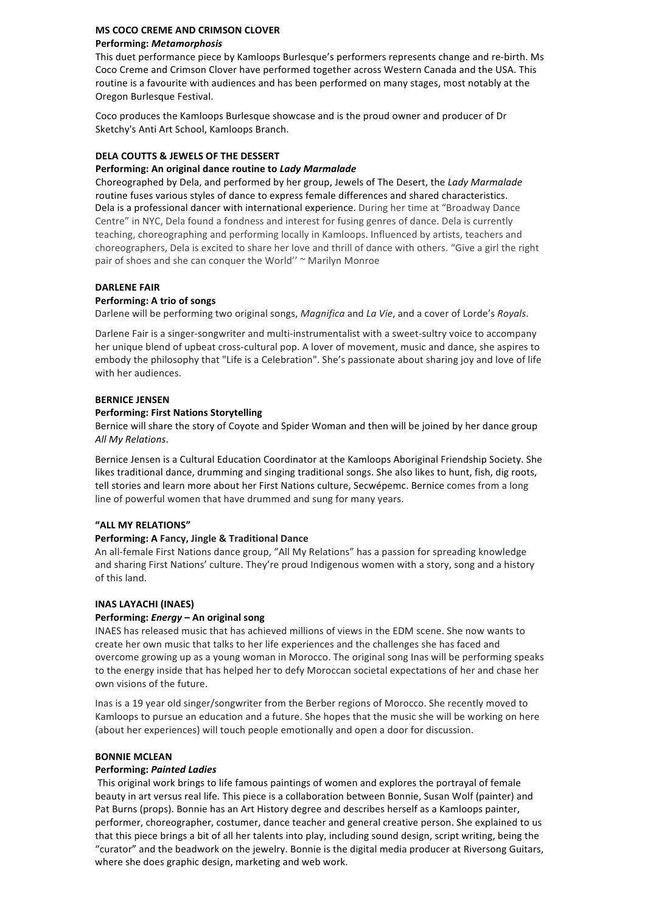### MS COCO CREME AND CRIMSON CLOVER

**Performing: *Metamorphosis***

This duet performance piece by Kamloops Burlesque's performers represents change and re-birth. Ms Coco Creme and Crimson Clover have performed together across Western Canada and the USA. This routine is a favourite with audiences and has been performed on many stages, most notably at the Oregon Burlesque Festival.

Coco produces the Kamloops Burlesque showcase and is the proud owner and producer of Dr Sketchy's Anti Art School, Kamloops Branch.

### DELA COUTTS & JEWELS OF THE DESSERT

**Performing: An original dance routine to *Lady Marmalade***

Choreographed by Dela, and performed by her group, Jewels of The Desert, the *Lady Marmalade* routine fuses various styles of dance to express female differences and shared characteristics. Dela is a professional dancer with international experience. During her time at "Broadway Dance Centre" in NYC, Dela found a fondness and interest for fusing genres of dance. Dela is currently teaching, choreographing and performing locally in Kamloops. Influenced by artists, teachers and choreographers, Dela is excited to share her love and thrill of dance with others. "Give a girl the right pair of shoes and she can conquer the World'' ~ Marilyn Monroe

### DARLENE FAIR

**Performing: A trio of songs**

Darlene will be performing two original songs, *Magnifica* and *La Vie*, and a cover of Lorde's *Royals*.

Darlene Fair is a singer-songwriter and multi-instrumentalist with a sweet-sultry voice to accompany her unique blend of upbeat cross-cultural pop. A lover of movement, music and dance, she aspires to embody the philosophy that "Life is a Celebration". She's passionate about sharing joy and love of life with her audiences.

### BERNICE JENSEN

**Performing: First Nations Storytelling**

Bernice will share the story of Coyote and Spider Woman and then will be joined by her dance group *All My Relations*.

Bernice Jensen is a Cultural Education Coordinator at the Kamloops Aboriginal Friendship Society. She likes traditional dance, drumming and singing traditional songs. She also likes to hunt, fish, dig roots, tell stories and learn more about her First Nations culture, Secwépemc. Bernice comes from a long line of powerful women that have drummed and sung for many years.

### "ALL MY RELATIONS"

**Performing: A Fancy, Jingle & Traditional Dance**

An all-female First Nations dance group, "All My Relations" has a passion for spreading knowledge and sharing First Nations' culture. They're proud Indigenous women with a story, song and a history of this land.

### INAS LAYACHI (INAES)

**Performing: *Energy* – An original song**

INAES has released music that has achieved millions of views in the EDM scene. She now wants to create her own music that talks to her life experiences and the challenges she has faced and overcome growing up as a young woman in Morocco. The original song Inas will be performing speaks to the energy inside that has helped her to defy Moroccan societal expectations of her and chase her own visions of the future.

Inas is a 19 year old singer/songwriter from the Berber regions of Morocco. She recently moved to Kamloops to pursue an education and a future. She hopes that the music she will be working on here (about her experiences) will touch people emotionally and open a door for discussion.

### BONNIE MCLEAN

**Performing: *Painted Ladies***

This original work brings to life famous paintings of women and explores the portrayal of female beauty in art versus real life. This piece is a collaboration between Bonnie, Susan Wolf (painter) and Pat Burns (props). Bonnie has an Art History degree and describes herself as a Kamloops painter, performer, choreographer, costumer, dance teacher and general creative person. She explained to us that this piece brings a bit of all her talents into play, including sound design, script writing, being the "curator" and the beadwork on the jewelry. Bonnie is the digital media producer at Riversong Guitars, where she does graphic design, marketing and web work.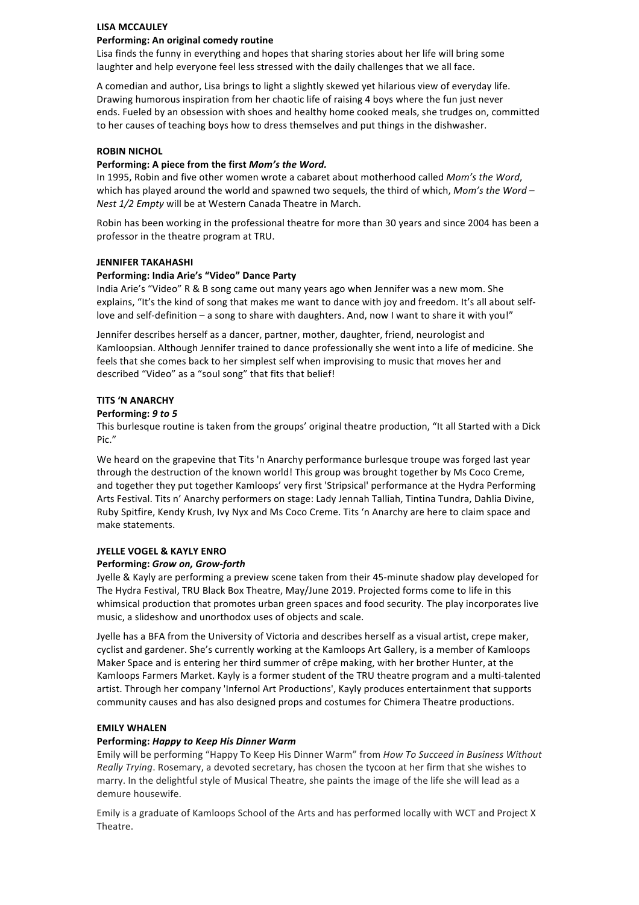**LISA MCCAULEY**

**Performing: An original comedy routine**

Lisa finds the funny in everything and hopes that sharing stories about her life will bring some laughter and help everyone feel less stressed with the daily challenges that we all face.

A comedian and author, Lisa brings to light a slightly skewed yet hilarious view of everyday life. Drawing humorous inspiration from her chaotic life of raising 4 boys where the fun just never ends. Fueled by an obsession with shoes and healthy home cooked meals, she trudges on, committed to her causes of teaching boys how to dress themselves and put things in the dishwasher.

**ROBIN NICHOL**

**Performing: A piece from the first *Mom's the Word.***

In 1995, Robin and five other women wrote a cabaret about motherhood called *Mom's the Word*, which has played around the world and spawned two sequels, the third of which, *Mom's the Word – Nest 1/2 Empty* will be at Western Canada Theatre in March.

Robin has been working in the professional theatre for more than 30 years and since 2004 has been a professor in the theatre program at TRU.

**JENNIFER TAKAHASHI**

**Performing: India Arie's "Video" Dance Party**

India Arie's "Video" R & B song came out many years ago when Jennifer was a new mom. She explains, "It's the kind of song that makes me want to dance with joy and freedom. It's all about self-love and self-definition – a song to share with daughters. And, now I want to share it with you!"

Jennifer describes herself as a dancer, partner, mother, daughter, friend, neurologist and Kamloopsian. Although Jennifer trained to dance professionally she went into a life of medicine. She feels that she comes back to her simplest self when improvising to music that moves her and described "Video" as a "soul song" that fits that belief!

**TITS 'N ANARCHY**

**Performing: *9 to 5***

This burlesque routine is taken from the groups' original theatre production, "It all Started with a Dick Pic."

We heard on the grapevine that Tits 'n Anarchy performance burlesque troupe was forged last year through the destruction of the known world! This group was brought together by Ms Coco Creme, and together they put together Kamloops' very first 'Stripsical' performance at the Hydra Performing Arts Festival. Tits n' Anarchy performers on stage: Lady Jennah Talliah, Tintina Tundra, Dahlia Divine, Ruby Spitfire, Kendy Krush, Ivy Nyx and Ms Coco Creme. Tits 'n Anarchy are here to claim space and make statements.

**JYELLE VOGEL & KAYLY ENRO**

**Performing: *Grow on, Grow-forth***

Jyelle & Kayly are performing a preview scene taken from their 45-minute shadow play developed for The Hydra Festival, TRU Black Box Theatre, May/June 2019. Projected forms come to life in this whimsical production that promotes urban green spaces and food security. The play incorporates live music, a slideshow and unorthodox uses of objects and scale.

Jyelle has a BFA from the University of Victoria and describes herself as a visual artist, crepe maker, cyclist and gardener. She's currently working at the Kamloops Art Gallery, is a member of Kamloops Maker Space and is entering her third summer of crêpe making, with her brother Hunter, at the Kamloops Farmers Market. Kayly is a former student of the TRU theatre program and a multi-talented artist. Through her company 'Infernol Art Productions', Kayly produces entertainment that supports community causes and has also designed props and costumes for Chimera Theatre productions.

**EMILY WHALEN**

**Performing: *Happy to Keep His Dinner Warm***

Emily will be performing "Happy To Keep His Dinner Warm" from *How To Succeed in Business Without Really Trying*. Rosemary, a devoted secretary, has chosen the tycoon at her firm that she wishes to marry. In the delightful style of Musical Theatre, she paints the image of the life she will lead as a demure housewife.

Emily is a graduate of Kamloops School of the Arts and has performed locally with WCT and Project X Theatre.